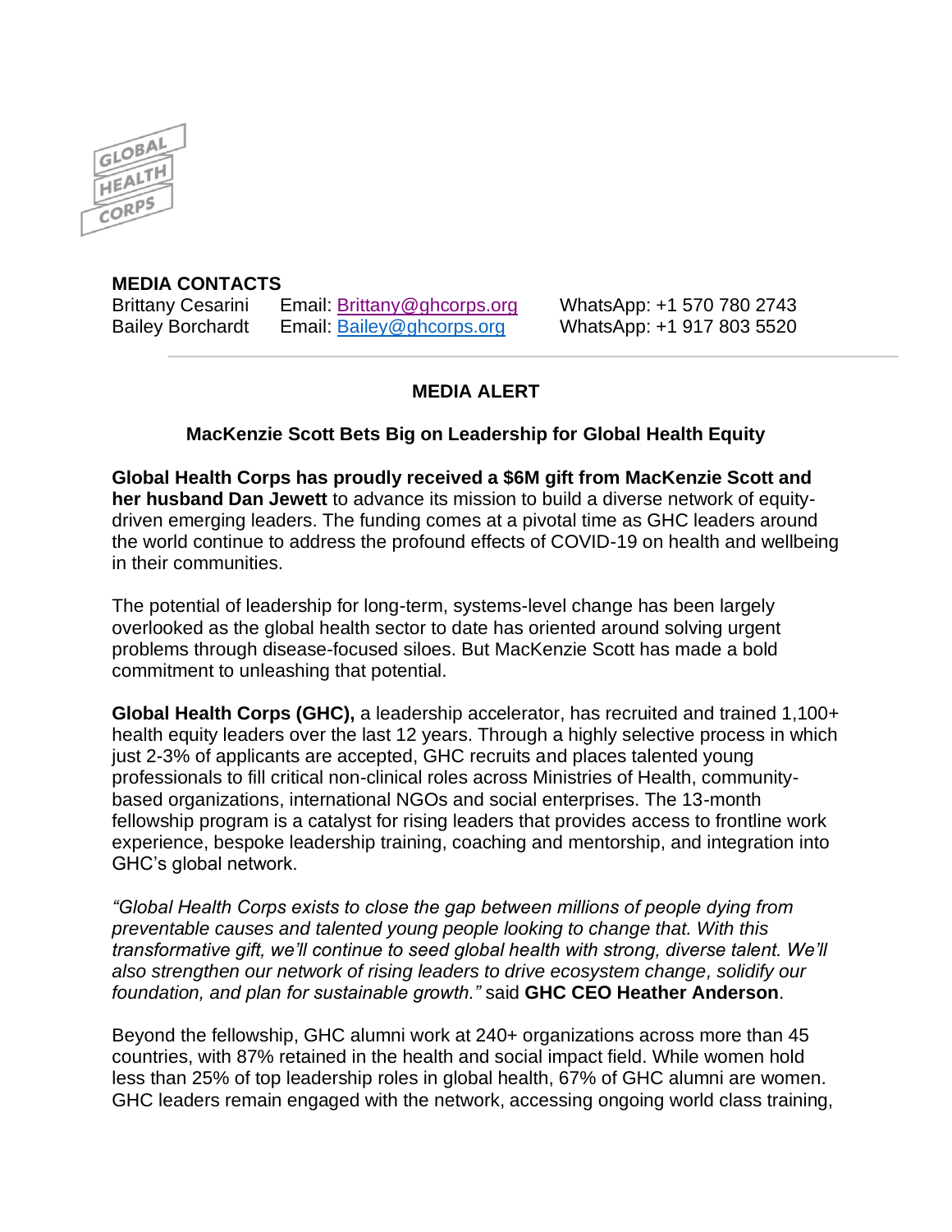**MEDIA CONTACTS**

| | | |
|---|---|---|
| Brittany Cesarini | Email: Brittany@ghcorps.org | WhatsApp: +1 570 780 2743 |
| Bailey Borchardt | Email: Bailey@ghcorps.org | WhatsApp: +1 917 803 5520 |

**MEDIA ALERT**

**MacKenzie Scott Bets Big on Leadership for Global Health Equity**

**Global Health Corps has proudly received a $6M gift from MacKenzie Scott and her husband Dan Jewett** to advance its mission to build a diverse network of equity-driven emerging leaders. The funding comes at a pivotal time as GHC leaders around the world continue to address the profound effects of COVID-19 on health and wellbeing in their communities.

The potential of leadership for long-term, systems-level change has been largely overlooked as the global health sector to date has oriented around solving urgent problems through disease-focused siloes. But MacKenzie Scott has made a bold commitment to unleashing that potential.

**Global Health Corps (GHC),** a leadership accelerator, has recruited and trained 1,100+ health equity leaders over the last 12 years. Through a highly selective process in which just 2-3% of applicants are accepted, GHC recruits and places talented young professionals to fill critical non-clinical roles across Ministries of Health, community-based organizations, international NGOs and social enterprises. The 13-month fellowship program is a catalyst for rising leaders that provides access to frontline work experience, bespoke leadership training, coaching and mentorship, and integration into GHC's global network.

*"Global Health Corps exists to close the gap between millions of people dying from preventable causes and talented young people looking to change that. With this transformative gift, we'll continue to seed global health with strong, diverse talent. We'll also strengthen our network of rising leaders to drive ecosystem change, solidify our foundation, and plan for sustainable growth."* said **GHC CEO Heather Anderson**.

Beyond the fellowship, GHC alumni work at 240+ organizations across more than 45 countries, with 87% retained in the health and social impact field. While women hold less than 25% of top leadership roles in global health, 67% of GHC alumni are women. GHC leaders remain engaged with the network, accessing ongoing world class training,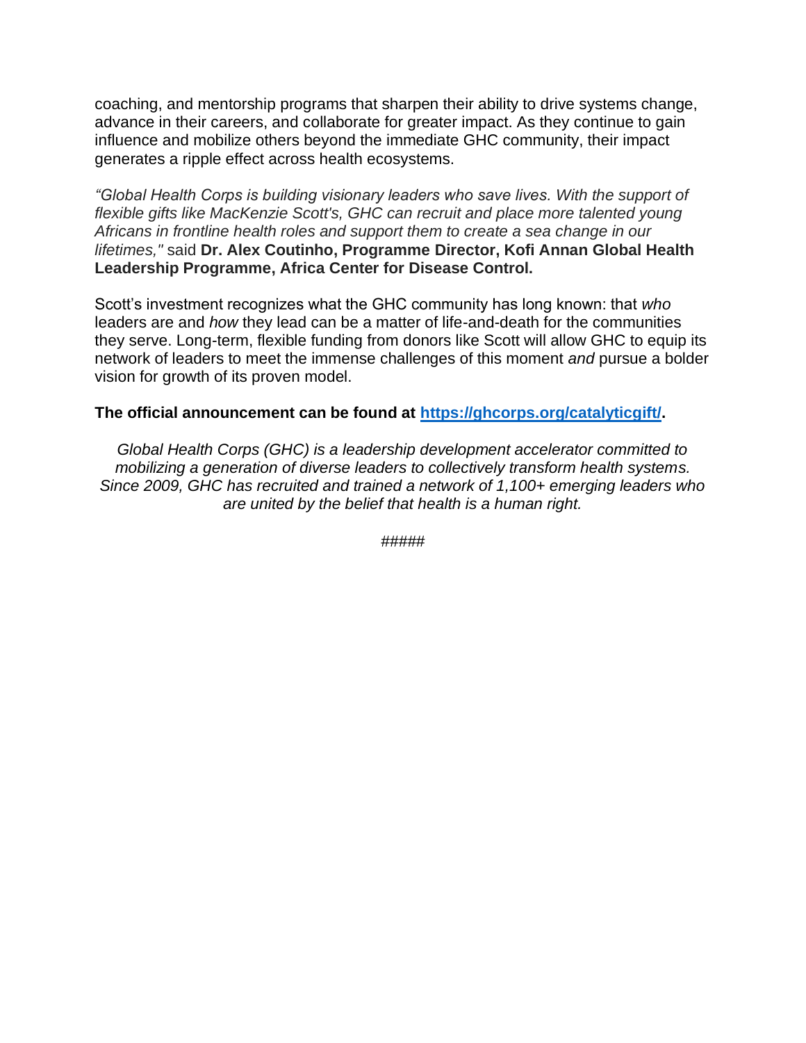coaching, and mentorship programs that sharpen their ability to drive systems change, advance in their careers, and collaborate for greater impact. As they continue to gain influence and mobilize others beyond the immediate GHC community, their impact generates a ripple effect across health ecosystems.

*"Global Health Corps is building visionary leaders who save lives. With the support of flexible gifts like MacKenzie Scott's, GHC can recruit and place more talented young Africans in frontline health roles and support them to create a sea change in our lifetimes,"* said **Dr. Alex Coutinho, Programme Director, Kofi Annan Global Health Leadership Programme, Africa Center for Disease Control.**

Scott's investment recognizes what the GHC community has long known: that *who* leaders are and *how* they lead can be a matter of life-and-death for the communities they serve. Long-term, flexible funding from donors like Scott will allow GHC to equip its network of leaders to meet the immense challenges of this moment *and* pursue a bolder vision for growth of its proven model.

**The official announcement can be found at [https://ghcorps.org/catalyticgift/](https://ghcorps.org/catalyticgift/).**

*Global Health Corps (GHC) is a leadership development accelerator committed to mobilizing a generation of diverse leaders to collectively transform health systems. Since 2009, GHC has recruited and trained a network of 1,100+ emerging leaders who are united by the belief that health is a human right.*

#####